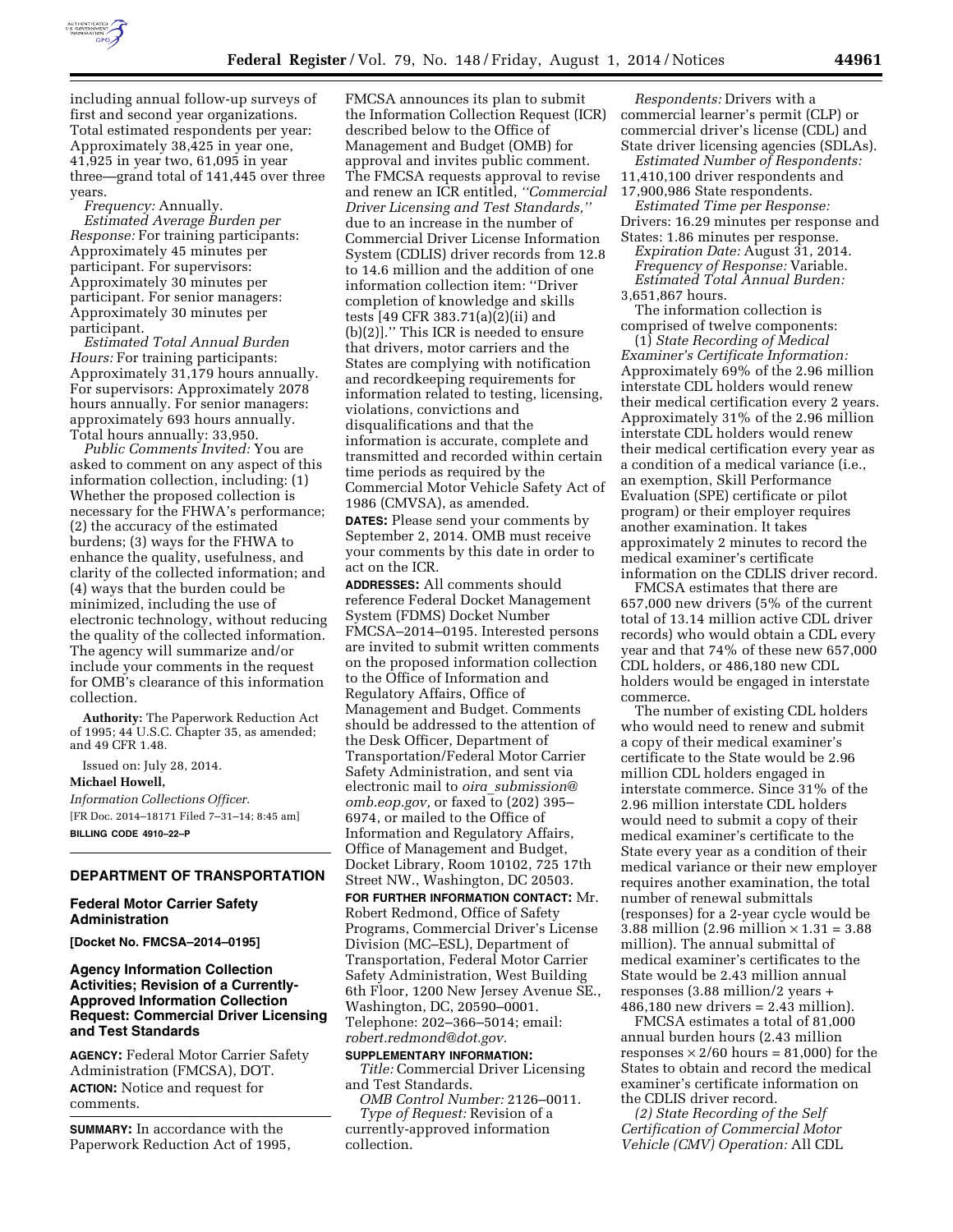including annual follow-up surveys of first and second year organizations. Total estimated respondents per year: Approximately 38,425 in year one, 41,925 in year two, 61,095 in year three—grand total of 141,445 over three years.

*Frequency:* Annually.

*Estimated Average Burden per Response:* For training participants: Approximately 45 minutes per participant. For supervisors: Approximately 30 minutes per participant. For senior managers: Approximately 30 minutes per participant.

*Estimated Total Annual Burden Hours:* For training participants: Approximately 31,179 hours annually. For supervisors: Approximately 2078 hours annually. For senior managers: approximately 693 hours annually. Total hours annually: 33,950.

*Public Comments Invited:* You are asked to comment on any aspect of this information collection, including: (1) Whether the proposed collection is necessary for the FHWA's performance; (2) the accuracy of the estimated burdens; (3) ways for the FHWA to enhance the quality, usefulness, and clarity of the collected information; and (4) ways that the burden could be minimized, including the use of electronic technology, without reducing the quality of the collected information. The agency will summarize and/or include your comments in the request for OMB's clearance of this information collection.

**Authority:** The Paperwork Reduction Act of 1995; 44 U.S.C. Chapter 35, as amended; and 49 CFR 1.48.

Issued on: July 28, 2014.

**Michael Howell,**

*Information Collections Officer.*

[FR Doc. 2014–18171 Filed 7–31–14; 8:45 am]

**BILLING CODE 4910–22–P**

## DEPARTMENT OF TRANSPORTATION

### Federal Motor Carrier Safety Administration

**[Docket No. FMCSA–2014–0195]**

### Agency Information Collection Activities; Revision of a Currently-Approved Information Collection Request: Commercial Driver Licensing and Test Standards

**AGENCY:** Federal Motor Carrier Safety Administration (FMCSA), DOT.

**ACTION:** Notice and request for comments.

**SUMMARY:** In accordance with the Paperwork Reduction Act of 1995, FMCSA announces its plan to submit the Information Collection Request (ICR) described below to the Office of Management and Budget (OMB) for approval and invites public comment. The FMCSA requests approval to revise and renew an ICR entitled, *''Commercial Driver Licensing and Test Standards,''* due to an increase in the number of Commercial Driver License Information System (CDLIS) driver records from 12.8 to 14.6 million and the addition of one information collection item: ''Driver completion of knowledge and skills tests [49 CFR 383.71(a)(2)(ii) and (b)(2)].'' This ICR is needed to ensure that drivers, motor carriers and the States are complying with notification and recordkeeping requirements for information related to testing, licensing, violations, convictions and disqualifications and that the information is accurate, complete and transmitted and recorded within certain time periods as required by the Commercial Motor Vehicle Safety Act of 1986 (CMVSA), as amended.

**DATES:** Please send your comments by September 2, 2014. OMB must receive your comments by this date in order to act on the ICR.

**ADDRESSES:** All comments should reference Federal Docket Management System (FDMS) Docket Number FMCSA–2014–0195. Interested persons are invited to submit written comments on the proposed information collection to the Office of Information and Regulatory Affairs, Office of Management and Budget. Comments should be addressed to the attention of the Desk Officer, Department of Transportation/Federal Motor Carrier Safety Administration, and sent via electronic mail to *oira_submission@omb.eop.gov,* or faxed to (202) 395–6974, or mailed to the Office of Information and Regulatory Affairs, Office of Management and Budget, Docket Library, Room 10102, 725 17th Street NW., Washington, DC 20503.

**FOR FURTHER INFORMATION CONTACT:** Mr. Robert Redmond, Office of Safety Programs, Commercial Driver's License Division (MC–ESL), Department of Transportation, Federal Motor Carrier Safety Administration, West Building 6th Floor, 1200 New Jersey Avenue SE., Washington, DC, 20590–0001. Telephone: 202–366–5014; email: *robert.redmond@dot.gov.*

**SUPPLEMENTARY INFORMATION:**

*Title:* Commercial Driver Licensing and Test Standards.

*OMB Control Number:* 2126–0011.

*Type of Request:* Revision of a currently-approved information collection.

*Respondents:* Drivers with a commercial learner's permit (CLP) or commercial driver's license (CDL) and State driver licensing agencies (SDLAs).

*Estimated Number of Respondents:* 11,410,100 driver respondents and 17,900,986 State respondents.

*Estimated Time per Response:* Drivers: 16.29 minutes per response and States: 1.86 minutes per response.

*Expiration Date:* August 31, 2014.

*Frequency of Response:* Variable.

*Estimated Total Annual Burden:* 3,651,867 hours.

The information collection is comprised of twelve components:

(1) *State Recording of Medical Examiner's Certificate Information:* Approximately 69% of the 2.96 million interstate CDL holders would renew their medical certification every 2 years. Approximately 31% of the 2.96 million interstate CDL holders would renew their medical certification every year as a condition of a medical variance (i.e., an exemption, Skill Performance Evaluation (SPE) certificate or pilot program) or their employer requires another examination. It takes approximately 2 minutes to record the medical examiner's certificate information on the CDLIS driver record.

FMCSA estimates that there are 657,000 new drivers (5% of the current total of 13.14 million active CDL driver records) who would obtain a CDL every year and that 74% of these new 657,000 CDL holders, or 486,180 new CDL holders would be engaged in interstate commerce.

The number of existing CDL holders who would need to renew and submit a copy of their medical examiner's certificate to the State would be 2.96 million CDL holders engaged in interstate commerce. Since 31% of the 2.96 million interstate CDL holders would need to submit a copy of their medical examiner's certificate to the State every year as a condition of their medical variance or their new employer requires another examination, the total number of renewal submittals (responses) for a 2-year cycle would be 3.88 million (2.96 million $\times$ 1.31 = 3.88 million). The annual submittal of medical examiner's certificates to the State would be 2.43 million annual responses (3.88 million/2 years + 486,180 new drivers = 2.43 million).

FMCSA estimates a total of 81,000 annual burden hours (2.43 million responses $\times$ 2/60 hours = 81,000) for the States to obtain and record the medical examiner's certificate information on the CDLIS driver record.

*(2) State Recording of the Self Certification of Commercial Motor Vehicle (CMV) Operation:* All CDL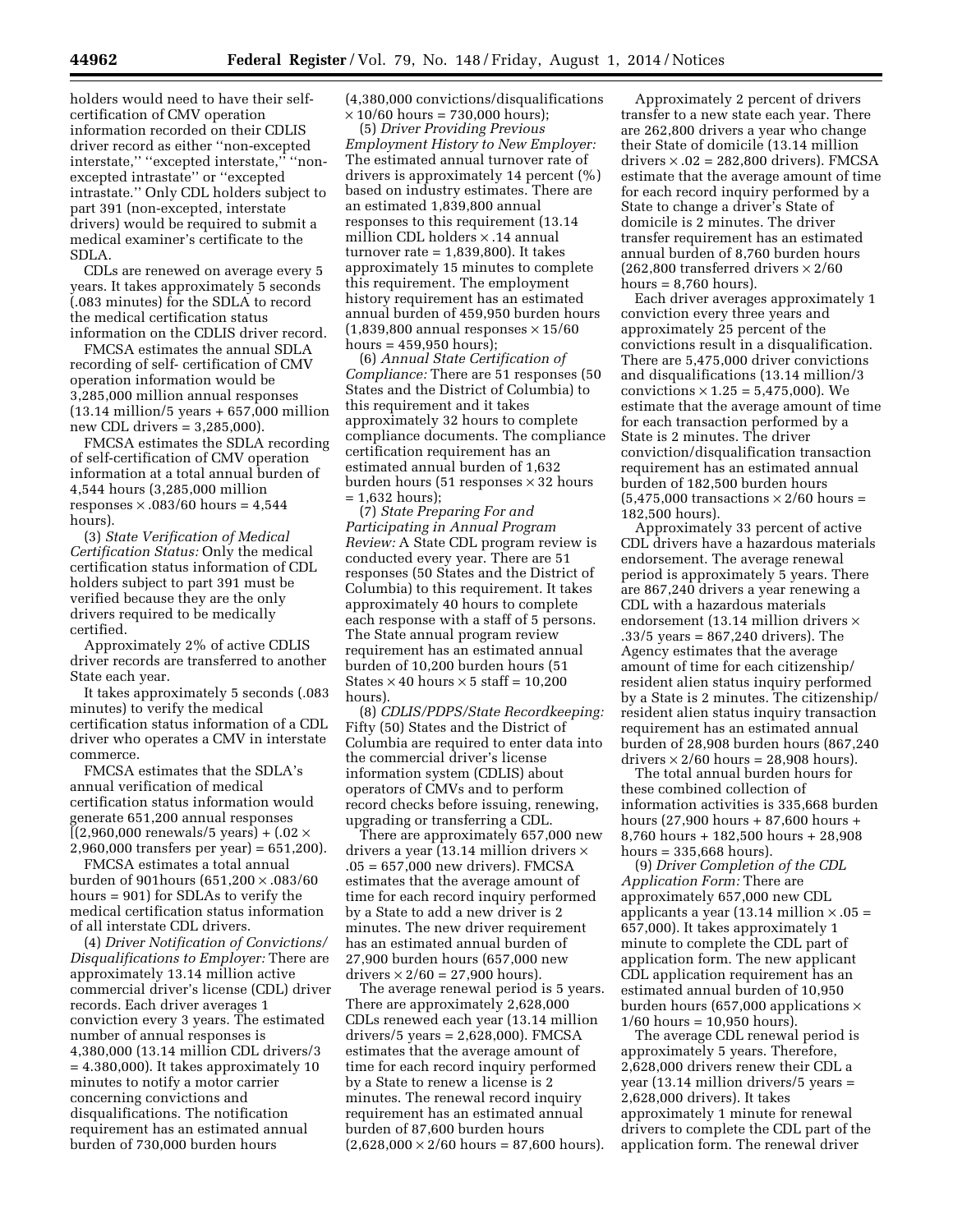holders would need to have their self-certification of CMV operation information recorded on their CDLIS driver record as either "non-excepted interstate," "excepted interstate," "non-excepted intrastate" or "excepted intrastate." Only CDL holders subject to part 391 (non-excepted, interstate drivers) would be required to submit a medical examiner's certificate to the SDLA.

CDLs are renewed on average every 5 years. It takes approximately 5 seconds (.083 minutes) for the SDLA to record the medical certification status information on the CDLIS driver record.

FMCSA estimates the annual SDLA recording of self- certification of CMV operation information would be 3,285,000 million annual responses (13.14 million/5 years + 657,000 million new CDL drivers = 3,285,000).

FMCSA estimates the SDLA recording of self-certification of CMV operation information at a total annual burden of 4,544 hours (3,285,000 million responses × .083/60 hours = 4,544 hours).

(3) *State Verification of Medical Certification Status:* Only the medical certification status information of CDL holders subject to part 391 must be verified because they are the only drivers required to be medically certified.

Approximately 2% of active CDLIS driver records are transferred to another State each year.

It takes approximately 5 seconds (.083 minutes) to verify the medical certification status information of a CDL driver who operates a CMV in interstate commerce.

FMCSA estimates that the SDLA's annual verification of medical certification status information would generate 651,200 annual responses [(2,960,000 renewals/5 years) + (.02 × 2,960,000 transfers per year) = 651,200).

FMCSA estimates a total annual burden of 901hours (651,200 × .083/60 hours = 901) for SDLAs to verify the medical certification status information of all interstate CDL drivers.

(4) *Driver Notification of Convictions/Disqualifications to Employer:* There are approximately 13.14 million active commercial driver's license (CDL) driver records. Each driver averages 1 conviction every 3 years. The estimated number of annual responses is 4,380,000 (13.14 million CDL drivers/3 = 4.380,000). It takes approximately 10 minutes to notify a motor carrier concerning convictions and disqualifications. The notification requirement has an estimated annual burden of 730,000 burden hours (4,380,000 convictions/disqualifications × 10/60 hours = 730,000 hours);

(5) *Driver Providing Previous Employment History to New Employer:* The estimated annual turnover rate of drivers is approximately 14 percent (%) based on industry estimates. There are an estimated 1,839,800 annual responses to this requirement (13.14 million CDL holders × .14 annual turnover rate = 1,839,800). It takes approximately 15 minutes to complete this requirement. The employment history requirement has an estimated annual burden of 459,950 burden hours (1,839,800 annual responses × 15/60 hours = 459,950 hours);

(6) *Annual State Certification of Compliance:* There are 51 responses (50 States and the District of Columbia) to this requirement and it takes approximately 32 hours to complete compliance documents. The compliance certification requirement has an estimated annual burden of 1,632 burden hours (51 responses × 32 hours = 1,632 hours);

(7) *State Preparing For and Participating in Annual Program Review:* A State CDL program review is conducted every year. There are 51 responses (50 States and the District of Columbia) to this requirement. It takes approximately 40 hours to complete each response with a staff of 5 persons. The State annual program review requirement has an estimated annual burden of 10,200 burden hours (51 States × 40 hours × 5 staff = 10,200 hours).

(8) *CDLIS/PDPS/State Recordkeeping:* Fifty (50) States and the District of Columbia are required to enter data into the commercial driver's license information system (CDLIS) about operators of CMVs and to perform record checks before issuing, renewing, upgrading or transferring a CDL.

There are approximately 657,000 new drivers a year (13.14 million drivers × .05 = 657,000 new drivers). FMCSA estimates that the average amount of time for each record inquiry performed by a State to add a new driver is 2 minutes. The new driver requirement has an estimated annual burden of 27,900 burden hours (657,000 new drivers × 2/60 hours = 27,900 hours).

The average renewal period is 5 years. There are approximately 2,628,000 CDLs renewed each year (13.14 million drivers/5 years = 2,628,000). FMCSA estimates that the average amount of time for each record inquiry performed by a State to renew a license is 2 minutes. The renewal record inquiry requirement has an estimated annual burden of 87,600 burden hours (2,628,000 × 2/60 hours = 87,600 hours).

Approximately 2 percent of drivers transfer to a new state each year. There are 262,800 drivers a year who change their State of domicile (13.14 million drivers × .02 = 282,800 drivers). FMCSA estimate that the average amount of time for each record inquiry performed by a State to change a driver's State of domicile is 2 minutes. The driver transfer requirement has an estimated annual burden of 8,760 burden hours (262,800 transferred drivers × 2/60 hours = 8,760 hours).

Each driver averages approximately 1 conviction every three years and approximately 25 percent of the convictions result in a disqualification. There are 5,475,000 driver convictions and disqualifications (13.14 million/3 convictions × 1.25 = 5,475,000). We estimate that the average amount of time for each transaction performed by a State is 2 minutes. The driver conviction/disqualification transaction requirement has an estimated annual burden of 182,500 burden hours (5,475,000 transactions × 2/60 hours = 182,500 hours).

Approximately 33 percent of active CDL drivers have a hazardous materials endorsement. The average renewal period is approximately 5 years. There are 867,240 drivers a year renewing a CDL with a hazardous materials endorsement (13.14 million drivers × .33/5 years = 867,240 drivers). The Agency estimates that the average amount of time for each citizenship/resident alien status inquiry performed by a State is 2 minutes. The citizenship/resident alien status inquiry transaction requirement has an estimated annual burden of 28,908 burden hours (867,240 drivers × 2/60 hours = 28,908 hours).

The total annual burden hours for these combined collection of information activities is 335,668 burden hours (27,900 hours + 87,600 hours + 8,760 hours + 182,500 hours + 28,908 hours = 335,668 hours).

(9) *Driver Completion of the CDL Application Form:* There are approximately 657,000 new CDL applicants a year (13.14 million × .05 = 657,000). It takes approximately 1 minute to complete the CDL part of application form. The new applicant CDL application requirement has an estimated annual burden of 10,950 burden hours (657,000 applications × 1/60 hours = 10,950 hours).

The average CDL renewal period is approximately 5 years. Therefore, 2,628,000 drivers renew their CDL a year (13.14 million drivers/5 years = 2,628,000 drivers). It takes approximately 1 minute for renewal drivers to complete the CDL part of the application form. The renewal driver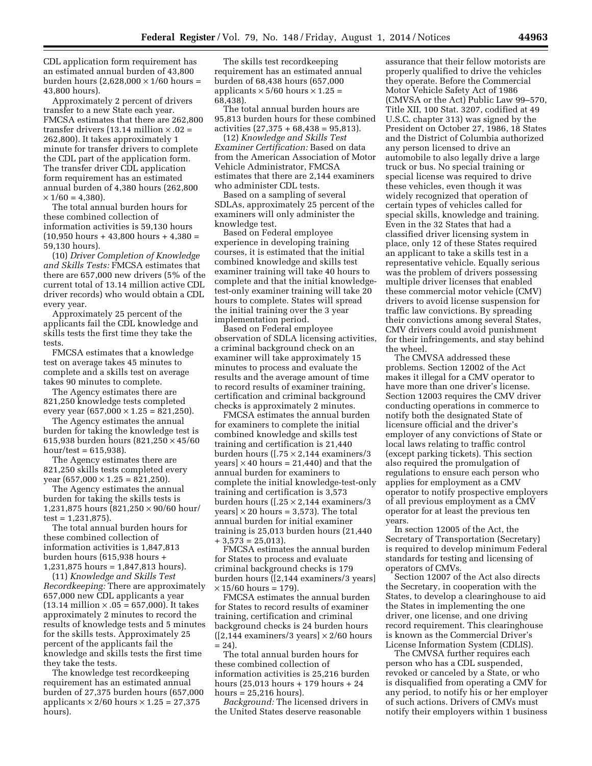CDL application form requirement has an estimated annual burden of 43,800 burden hours (2,628,000 × 1/60 hours = 43,800 hours).

Approximately 2 percent of drivers transfer to a new State each year. FMCSA estimates that there are 262,800 transfer drivers (13.14 million × .02 = 262,800). It takes approximately 1 minute for transfer drivers to complete the CDL part of the application form. The transfer driver CDL application form requirement has an estimated annual burden of 4,380 hours (262,800 × 1/60 = 4,380).

The total annual burden hours for these combined collection of information activities is 59,130 hours (10,950 hours + 43,800 hours + 4,380 = 59,130 hours).

(10) *Driver Completion of Knowledge and Skills Tests:* FMCSA estimates that there are 657,000 new drivers (5% of the current total of 13.14 million active CDL driver records) who would obtain a CDL every year.

Approximately 25 percent of the applicants fail the CDL knowledge and skills tests the first time they take the tests.

FMCSA estimates that a knowledge test on average takes 45 minutes to complete and a skills test on average takes 90 minutes to complete.

The Agency estimates there are 821,250 knowledge tests completed every year (657,000 × 1.25 = 821,250).

The Agency estimates the annual burden for taking the knowledge test is 615,938 burden hours (821,250 × 45/60 hour/test = 615,938).

The Agency estimates there are 821,250 skills tests completed every year (657,000 × 1.25 = 821,250).

The Agency estimates the annual burden for taking the skills tests is 1,231,875 hours (821,250 × 90/60 hour/test = 1,231,875).

The total annual burden hours for these combined collection of information activities is 1,847,813 burden hours (615,938 hours + 1,231,875 hours = 1,847,813 hours).

(11) *Knowledge and Skills Test Recordkeeping:* There are approximately 657,000 new CDL applicants a year (13.14 million × .05 = 657,000). It takes approximately 2 minutes to record the results of knowledge tests and 5 minutes for the skills tests. Approximately 25 percent of the applicants fail the knowledge and skills tests the first time they take the tests.

The knowledge test recordkeeping requirement has an estimated annual burden of 27,375 burden hours (657,000 applicants × 2/60 hours × 1.25 = 27,375 hours).

The skills test recordkeeping requirement has an estimated annual burden of 68,438 hours (657,000 applicants × 5/60 hours × 1.25 = 68,438).

The total annual burden hours are 95,813 burden hours for these combined activities (27,375 + 68,438 = 95,813).

(12) *Knowledge and Skills Test Examiner Certification:* Based on data from the American Association of Motor Vehicle Administrator, FMCSA estimates that there are 2,144 examiners who administer CDL tests.

Based on a sampling of several SDLAs, approximately 25 percent of the examiners will only administer the knowledge test.

Based on Federal employee experience in developing training courses, it is estimated that the initial combined knowledge and skills test examiner training will take 40 hours to complete and that the initial knowledge-test-only examiner training will take 20 hours to complete. States will spread the initial training over the 3 year implementation period.

Based on Federal employee observation of SDLA licensing activities, a criminal background check on an examiner will take approximately 15 minutes to process and evaluate the results and the average amount of time to record results of examiner training, certification and criminal background checks is approximately 2 minutes.

FMCSA estimates the annual burden for examiners to complete the initial combined knowledge and skills test training and certification is 21,440 burden hours ([.75 × 2,144 examiners/3 years] × 40 hours = 21,440) and that the annual burden for examiners to complete the initial knowledge-test-only training and certification is 3,573 burden hours ([.25 × 2,144 examiners/3 years] × 20 hours = 3,573). The total annual burden for initial examiner training is 25,013 burden hours (21,440 + 3,573 = 25,013).

FMCSA estimates the annual burden for States to process and evaluate criminal background checks is 179 burden hours ([2,144 examiners/3 years] × 15/60 hours = 179).

FMCSA estimates the annual burden for States to record results of examiner training, certification and criminal background checks is 24 burden hours ([2,144 examiners/3 years] × 2/60 hours = 24).

The total annual burden hours for these combined collection of information activities is 25,216 burden hours (25,013 hours + 179 hours + 24 hours = 25,216 hours).

*Background:* The licensed drivers in the United States deserve reasonable assurance that their fellow motorists are properly qualified to drive the vehicles they operate. Before the Commercial Motor Vehicle Safety Act of 1986 (CMVSA or the Act) Public Law 99–570, Title XII, 100 Stat. 3207, codified at 49 U.S.C. chapter 313) was signed by the President on October 27, 1986, 18 States and the District of Columbia authorized any person licensed to drive an automobile to also legally drive a large truck or bus. No special training or special license was required to drive these vehicles, even though it was widely recognized that operation of certain types of vehicles called for special skills, knowledge and training. Even in the 32 States that had a classified driver licensing system in place, only 12 of these States required an applicant to take a skills test in a representative vehicle. Equally serious was the problem of drivers possessing multiple driver licenses that enabled these commercial motor vehicle (CMV) drivers to avoid license suspension for traffic law convictions. By spreading their convictions among several States, CMV drivers could avoid punishment for their infringements, and stay behind the wheel.

The CMVSA addressed these problems. Section 12002 of the Act makes it illegal for a CMV operator to have more than one driver's license. Section 12003 requires the CMV driver conducting operations in commerce to notify both the designated State of licensure official and the driver's employer of any convictions of State or local laws relating to traffic control (except parking tickets). This section also required the promulgation of regulations to ensure each person who applies for employment as a CMV operator to notify prospective employers of all previous employment as a CMV operator for at least the previous ten years.

In section 12005 of the Act, the Secretary of Transportation (Secretary) is required to develop minimum Federal standards for testing and licensing of operators of CMVs.

Section 12007 of the Act also directs the Secretary, in cooperation with the States, to develop a clearinghouse to aid the States in implementing the one driver, one license, and one driving record requirement. This clearinghouse is known as the Commercial Driver's License Information System (CDLIS).

The CMVSA further requires each person who has a CDL suspended, revoked or canceled by a State, or who is disqualified from operating a CMV for any period, to notify his or her employer of such actions. Drivers of CMVs must notify their employers within 1 business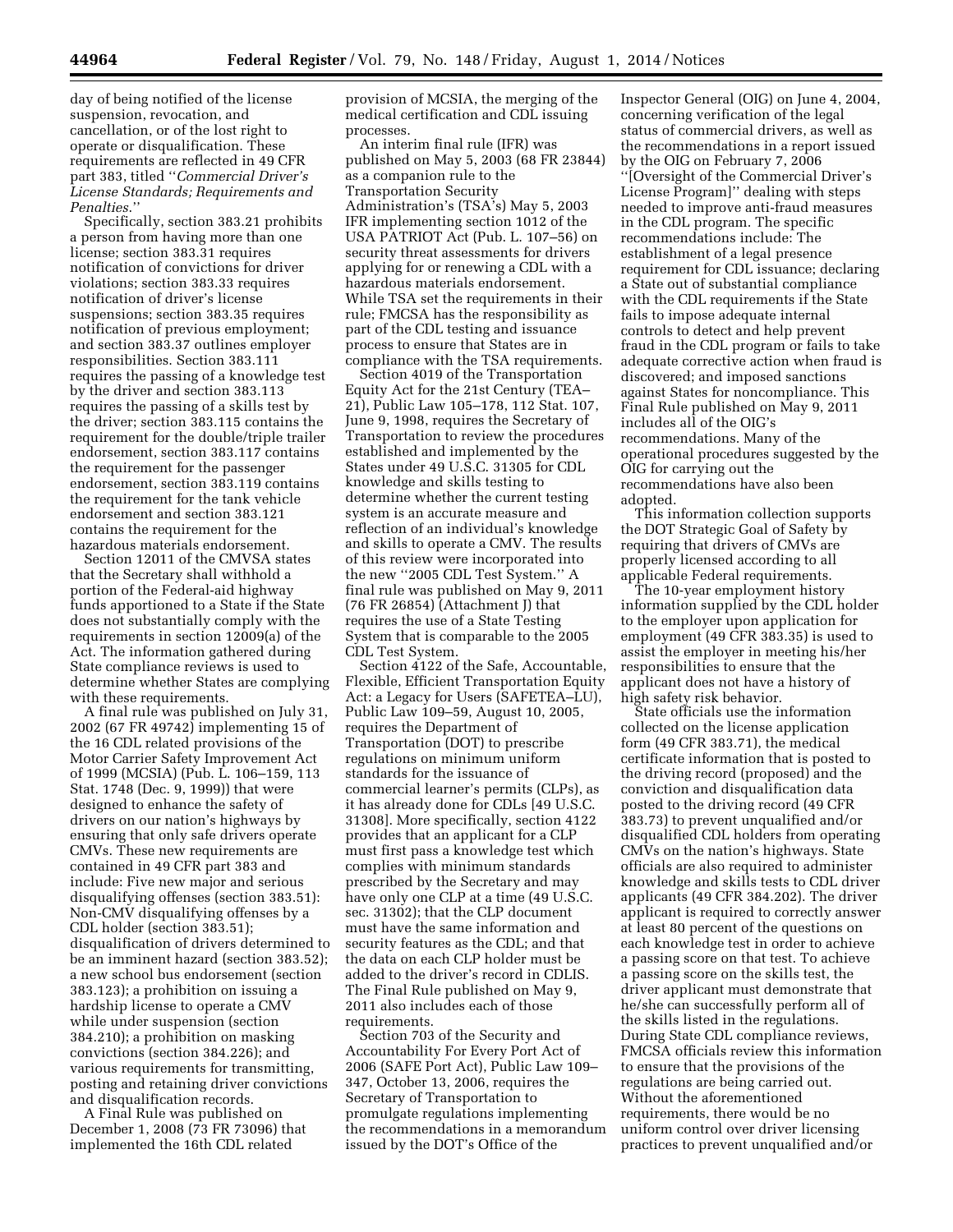day of being notified of the license suspension, revocation, and cancellation, or of the lost right to operate or disqualification. These requirements are reflected in 49 CFR part 383, titled ''*Commercial Driver's License Standards; Requirements and Penalties*.''

Specifically, section 383.21 prohibits a person from having more than one license; section 383.31 requires notification of convictions for driver violations; section 383.33 requires notification of driver's license suspensions; section 383.35 requires notification of previous employment; and section 383.37 outlines employer responsibilities. Section 383.111 requires the passing of a knowledge test by the driver and section 383.113 requires the passing of a skills test by the driver; section 383.115 contains the requirement for the double/triple trailer endorsement, section 383.117 contains the requirement for the passenger endorsement, section 383.119 contains the requirement for the tank vehicle endorsement and section 383.121 contains the requirement for the hazardous materials endorsement.

Section 12011 of the CMVSA states that the Secretary shall withhold a portion of the Federal-aid highway funds apportioned to a State if the State does not substantially comply with the requirements in section 12009(a) of the Act. The information gathered during State compliance reviews is used to determine whether States are complying with these requirements.

A final rule was published on July 31, 2002 (67 FR 49742) implementing 15 of the 16 CDL related provisions of the Motor Carrier Safety Improvement Act of 1999 (MCSIA) (Pub. L. 106–159, 113 Stat. 1748 (Dec. 9, 1999)) that were designed to enhance the safety of drivers on our nation's highways by ensuring that only safe drivers operate CMVs. These new requirements are contained in 49 CFR part 383 and include: Five new major and serious disqualifying offenses (section 383.51): Non-CMV disqualifying offenses by a CDL holder (section 383.51); disqualification of drivers determined to be an imminent hazard (section 383.52); a new school bus endorsement (section 383.123); a prohibition on issuing a hardship license to operate a CMV while under suspension (section 384.210); a prohibition on masking convictions (section 384.226); and various requirements for transmitting, posting and retaining driver convictions and disqualification records.

A Final Rule was published on December 1, 2008 (73 FR 73096) that implemented the 16th CDL related provision of MCSIA, the merging of the medical certification and CDL issuing processes.

An interim final rule (IFR) was published on May 5, 2003 (68 FR 23844) as a companion rule to the Transportation Security Administration's (TSA's) May 5, 2003 IFR implementing section 1012 of the USA PATRIOT Act (Pub. L. 107–56) on security threat assessments for drivers applying for or renewing a CDL with a hazardous materials endorsement. While TSA set the requirements in their rule; FMCSA has the responsibility as part of the CDL testing and issuance process to ensure that States are in compliance with the TSA requirements.

Section 4019 of the Transportation Equity Act for the 21st Century (TEA–21), Public Law 105–178, 112 Stat. 107, June 9, 1998, requires the Secretary of Transportation to review the procedures established and implemented by the States under 49 U.S.C. 31305 for CDL knowledge and skills testing to determine whether the current testing system is an accurate measure and reflection of an individual's knowledge and skills to operate a CMV. The results of this review were incorporated into the new ''2005 CDL Test System.'' A final rule was published on May 9, 2011 (76 FR 26854) (Attachment J) that requires the use of a State Testing System that is comparable to the 2005 CDL Test System.

Section 4122 of the Safe, Accountable, Flexible, Efficient Transportation Equity Act: a Legacy for Users (SAFETEA–LU), Public Law 109–59, August 10, 2005, requires the Department of Transportation (DOT) to prescribe regulations on minimum uniform standards for the issuance of commercial learner's permits (CLPs), as it has already done for CDLs [49 U.S.C. 31308]. More specifically, section 4122 provides that an applicant for a CLP must first pass a knowledge test which complies with minimum standards prescribed by the Secretary and may have only one CLP at a time (49 U.S.C. sec. 31302); that the CLP document must have the same information and security features as the CDL; and that the data on each CLP holder must be added to the driver's record in CDLIS. The Final Rule published on May 9, 2011 also includes each of those requirements.

Section 703 of the Security and Accountability For Every Port Act of 2006 (SAFE Port Act), Public Law 109–347, October 13, 2006, requires the Secretary of Transportation to promulgate regulations implementing the recommendations in a memorandum issued by the DOT's Office of the Inspector General (OIG) on June 4, 2004, concerning verification of the legal status of commercial drivers, as well as the recommendations in a report issued by the OIG on February 7, 2006 ''[Oversight of the Commercial Driver's License Program]'' dealing with steps needed to improve anti-fraud measures in the CDL program. The specific recommendations include: The establishment of a legal presence requirement for CDL issuance; declaring a State out of substantial compliance with the CDL requirements if the State fails to impose adequate internal controls to detect and help prevent fraud in the CDL program or fails to take adequate corrective action when fraud is discovered; and imposed sanctions against States for noncompliance. This Final Rule published on May 9, 2011 includes all of the OIG's recommendations. Many of the operational procedures suggested by the OIG for carrying out the recommendations have also been adopted.

This information collection supports the DOT Strategic Goal of Safety by requiring that drivers of CMVs are properly licensed according to all applicable Federal requirements.

The 10-year employment history information supplied by the CDL holder to the employer upon application for employment (49 CFR 383.35) is used to assist the employer in meeting his/her responsibilities to ensure that the applicant does not have a history of high safety risk behavior.

State officials use the information collected on the license application form (49 CFR 383.71), the medical certificate information that is posted to the driving record (proposed) and the conviction and disqualification data posted to the driving record (49 CFR 383.73) to prevent unqualified and/or disqualified CDL holders from operating CMVs on the nation's highways. State officials are also required to administer knowledge and skills tests to CDL driver applicants (49 CFR 384.202). The driver applicant is required to correctly answer at least 80 percent of the questions on each knowledge test in order to achieve a passing score on that test. To achieve a passing score on the skills test, the driver applicant must demonstrate that he/she can successfully perform all of the skills listed in the regulations. During State CDL compliance reviews, FMCSA officials review this information to ensure that the provisions of the regulations are being carried out. Without the aforementioned requirements, there would be no uniform control over driver licensing practices to prevent unqualified and/or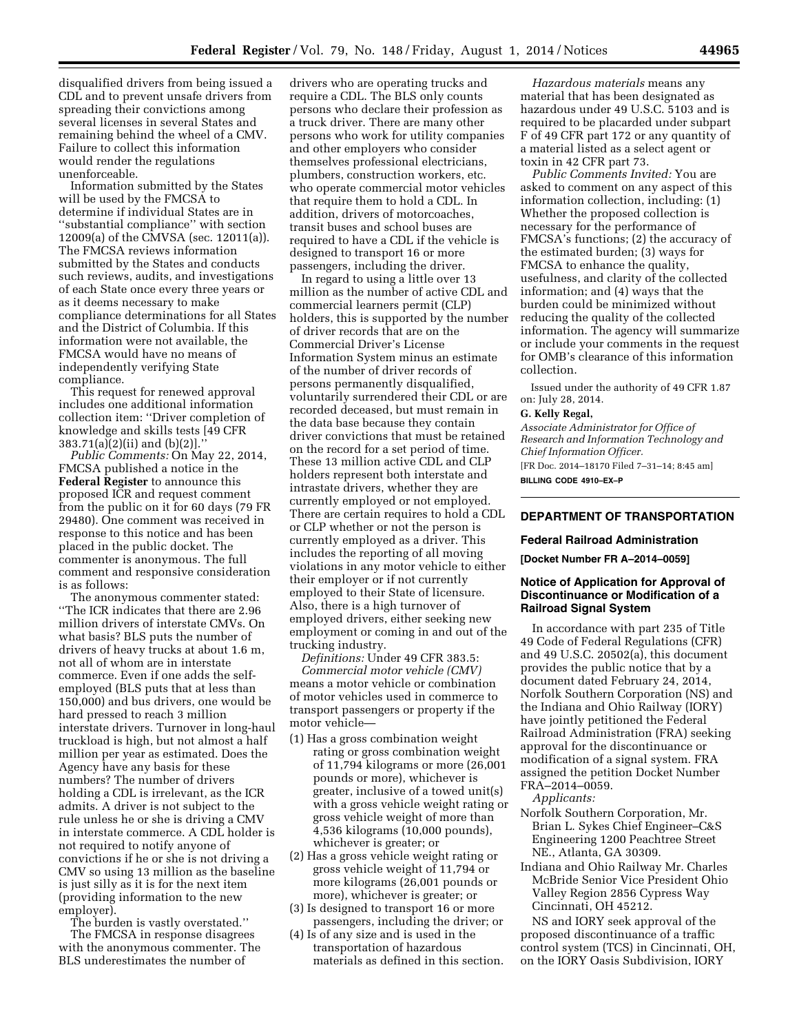disqualified drivers from being issued a CDL and to prevent unsafe drivers from spreading their convictions among several licenses in several States and remaining behind the wheel of a CMV. Failure to collect this information would render the regulations unenforceable.

Information submitted by the States will be used by the FMCSA to determine if individual States are in ''substantial compliance'' with section 12009(a) of the CMVSA (sec. 12011(a)). The FMCSA reviews information submitted by the States and conducts such reviews, audits, and investigations of each State once every three years or as it deems necessary to make compliance determinations for all States and the District of Columbia. If this information were not available, the FMCSA would have no means of independently verifying State compliance.

This request for renewed approval includes one additional information collection item: ''Driver completion of knowledge and skills tests [49 CFR 383.71(a)(2)(ii) and (b)(2)].''

*Public Comments:* On May 22, 2014, FMCSA published a notice in the **Federal Register** to announce this proposed ICR and request comment from the public on it for 60 days (79 FR 29480). One comment was received in response to this notice and has been placed in the public docket. The commenter is anonymous. The full comment and responsive consideration is as follows:

The anonymous commenter stated: ''The ICR indicates that there are 2.96 million drivers of interstate CMVs. On what basis? BLS puts the number of drivers of heavy trucks at about 1.6 m, not all of whom are in interstate commerce. Even if one adds the self-employed (BLS puts that at less than 150,000) and bus drivers, one would be hard pressed to reach 3 million interstate drivers. Turnover in long-haul truckload is high, but not almost a half million per year as estimated. Does the Agency have any basis for these numbers? The number of drivers holding a CDL is irrelevant, as the ICR admits. A driver is not subject to the rule unless he or she is driving a CMV in interstate commerce. A CDL holder is not required to notify anyone of convictions if he or she is not driving a CMV so using 13 million as the baseline is just silly as it is for the next item (providing information to the new employer).

The burden is vastly overstated.''

The FMCSA in response disagrees with the anonymous commenter. The BLS underestimates the number of drivers who are operating trucks and require a CDL. The BLS only counts persons who declare their profession as a truck driver. There are many other persons who work for utility companies and other employers who consider themselves professional electricians, plumbers, construction workers, etc. who operate commercial motor vehicles that require them to hold a CDL. In addition, drivers of motorcoaches, transit buses and school buses are required to have a CDL if the vehicle is designed to transport 16 or more passengers, including the driver.

In regard to using a little over 13 million as the number of active CDL and commercial learners permit (CLP) holders, this is supported by the number of driver records that are on the Commercial Driver's License Information System minus an estimate of the number of driver records of persons permanently disqualified, voluntarily surrendered their CDL or are recorded deceased, but must remain in the data base because they contain driver convictions that must be retained on the record for a set period of time. These 13 million active CDL and CLP holders represent both interstate and intrastate drivers, whether they are currently employed or not employed. There are certain requires to hold a CDL or CLP whether or not the person is currently employed as a driver. This includes the reporting of all moving violations in any motor vehicle to either their employer or if not currently employed to their State of licensure. Also, there is a high turnover of employed drivers, either seeking new employment or coming in and out of the trucking industry.

*Definitions:* Under 49 CFR 383.5:

*Commercial motor vehicle (CMV)* means a motor vehicle or combination of motor vehicles used in commerce to transport passengers or property if the motor vehicle—

(1) Has a gross combination weight rating or gross combination weight of 11,794 kilograms or more (26,001 pounds or more), whichever is greater, inclusive of a towed unit(s) with a gross vehicle weight rating or gross vehicle weight of more than 4,536 kilograms (10,000 pounds), whichever is greater; or
(2) Has a gross vehicle weight rating or gross vehicle weight of 11,794 or more kilograms (26,001 pounds or more), whichever is greater; or
(3) Is designed to transport 16 or more passengers, including the driver; or
(4) Is of any size and is used in the transportation of hazardous materials as defined in this section.

*Hazardous materials* means any material that has been designated as hazardous under 49 U.S.C. 5103 and is required to be placarded under subpart F of 49 CFR part 172 or any quantity of a material listed as a select agent or toxin in 42 CFR part 73.

*Public Comments Invited:* You are asked to comment on any aspect of this information collection, including: (1) Whether the proposed collection is necessary for the performance of FMCSA's functions; (2) the accuracy of the estimated burden; (3) ways for FMCSA to enhance the quality, usefulness, and clarity of the collected information; and (4) ways that the burden could be minimized without reducing the quality of the collected information. The agency will summarize or include your comments in the request for OMB's clearance of this information collection.

Issued under the authority of 49 CFR 1.87 on: July 28, 2014.

**G. Kelly Regal,**

*Associate Administrator for Office of Research and Information Technology and Chief Information Officer.*

[FR Doc. 2014–18170 Filed 7–31–14; 8:45 am]

**BILLING CODE 4910–EX–P**

## DEPARTMENT OF TRANSPORTATION

### Federal Railroad Administration

**[Docket Number FR A–2014–0059]**

### Notice of Application for Approval of Discontinuance or Modification of a Railroad Signal System

In accordance with part 235 of Title 49 Code of Federal Regulations (CFR) and 49 U.S.C. 20502(a), this document provides the public notice that by a document dated February 24, 2014, Norfolk Southern Corporation (NS) and the Indiana and Ohio Railway (IORY) have jointly petitioned the Federal Railroad Administration (FRA) seeking approval for the discontinuance or modification of a signal system. FRA assigned the petition Docket Number FRA–2014–0059.

*Applicants:*

Norfolk Southern Corporation, Mr. Brian L. Sykes Chief Engineer–C&S Engineering 1200 Peachtree Street NE., Atlanta, GA 30309.

Indiana and Ohio Railway Mr. Charles McBride Senior Vice President Ohio Valley Region 2856 Cypress Way Cincinnati, OH 45212.

NS and IORY seek approval of the proposed discontinuance of a traffic control system (TCS) in Cincinnati, OH, on the IORY Oasis Subdivision, IORY